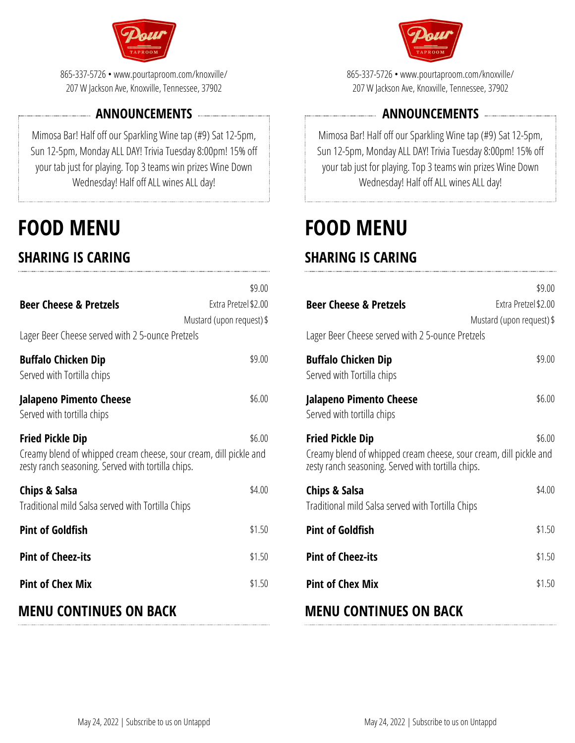865-337-5726 • www.pourtaproom.com/knoxville/
207 W Jackson Ave, Knoxville, Tennessee, 37902

## ANNOUNCEMENTS

Mimosa Bar! Half off our Sparkling Wine tap (#9) Sat 12-5pm, Sun 12-5pm, Monday ALL DAY! Trivia Tuesday 8:00pm! 15% off your tab just for playing. Top 3 teams win prizes Wine Down Wednesday! Half off ALL wines ALL day!

# FOOD MENU

## SHARING IS CARING

**Beer Cheese & Pretzels** — $9.00
Extra Pretzel $2.00
Mustard (upon request) $
Lager Beer Cheese served with 2 5-ounce Pretzels

**Buffalo Chicken Dip** — $9.00
Served with Tortilla chips

**Jalapeno Pimento Cheese** — $6.00
Served with tortilla chips

**Fried Pickle Dip** — $6.00
Creamy blend of whipped cream cheese, sour cream, dill pickle and zesty ranch seasoning. Served with tortilla chips.

**Chips & Salsa** — $4.00
Traditional mild Salsa served with Tortilla Chips

**Pint of Goldfish** — $1.50

**Pint of Cheez-its** — $1.50

**Pint of Chex Mix** — $1.50

## MENU CONTINUES ON BACK

865-337-5726 • www.pourtaproom.com/knoxville/
207 W Jackson Ave, Knoxville, Tennessee, 37902

## ANNOUNCEMENTS

Mimosa Bar! Half off our Sparkling Wine tap (#9) Sat 12-5pm, Sun 12-5pm, Monday ALL DAY! Trivia Tuesday 8:00pm! 15% off your tab just for playing. Top 3 teams win prizes Wine Down Wednesday! Half off ALL wines ALL day!

# FOOD MENU

## SHARING IS CARING

**Beer Cheese & Pretzels** — $9.00
Extra Pretzel $2.00
Mustard (upon request) $
Lager Beer Cheese served with 2 5-ounce Pretzels

**Buffalo Chicken Dip** — $9.00
Served with Tortilla chips

**Jalapeno Pimento Cheese** — $6.00
Served with tortilla chips

**Fried Pickle Dip** — $6.00
Creamy blend of whipped cream cheese, sour cream, dill pickle and zesty ranch seasoning. Served with tortilla chips.

**Chips & Salsa** — $4.00
Traditional mild Salsa served with Tortilla Chips

**Pint of Goldfish** — $1.50

**Pint of Cheez-its** — $1.50

**Pint of Chex Mix** — $1.50

## MENU CONTINUES ON BACK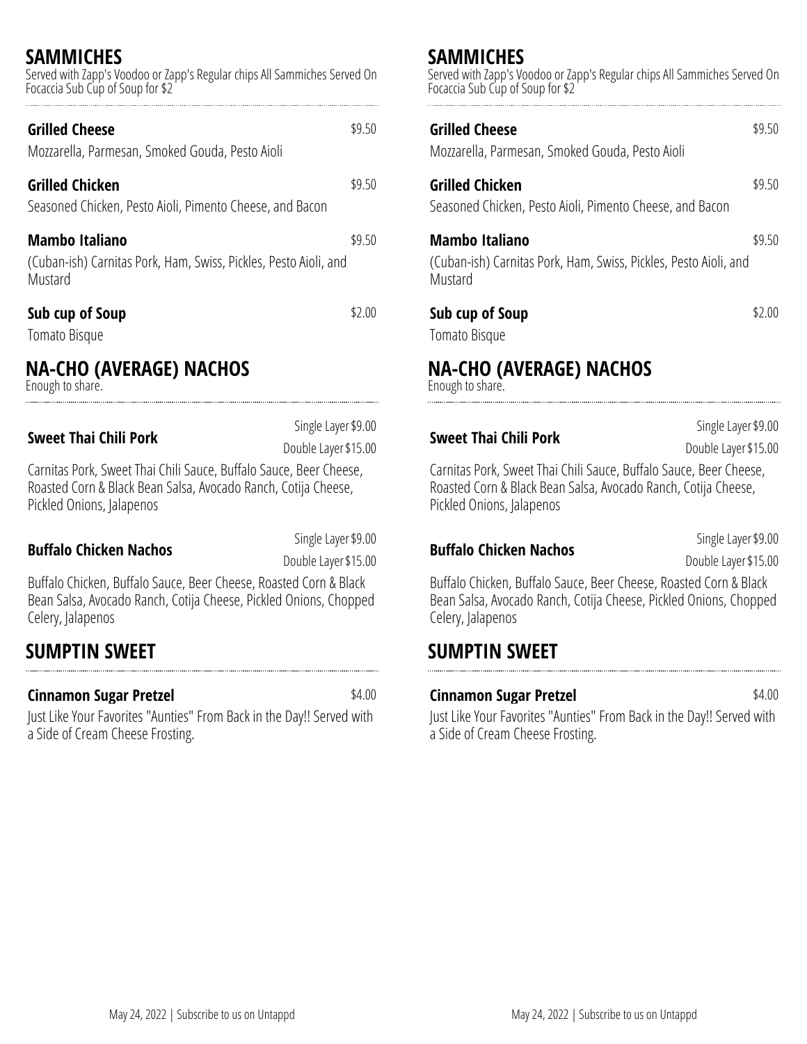## SAMMICHES

Served with Zapp's Voodoo or Zapp's Regular chips All Sammiches Served On Focaccia Sub Cup of Soup for $2

**Grilled Cheese** $9.50

Mozzarella, Parmesan, Smoked Gouda, Pesto Aioli

**Grilled Chicken** $9.50

Seasoned Chicken, Pesto Aioli, Pimento Cheese, and Bacon

**Mambo Italiano** $9.50

(Cuban-ish) Carnitas Pork, Ham, Swiss, Pickles, Pesto Aioli, and Mustard

**Sub cup of Soup** $2.00

Tomato Bisque

## NA-CHO (AVERAGE) NACHOS

Enough to share.

**Sweet Thai Chili Pork**

Single Layer $9.00

Double Layer $15.00

Carnitas Pork, Sweet Thai Chili Sauce, Buffalo Sauce, Beer Cheese, Roasted Corn & Black Bean Salsa, Avocado Ranch, Cotija Cheese, Pickled Onions, Jalapenos

**Buffalo Chicken Nachos**

Single Layer $9.00

Double Layer $15.00

Buffalo Chicken, Buffalo Sauce, Beer Cheese, Roasted Corn & Black Bean Salsa, Avocado Ranch, Cotija Cheese, Pickled Onions, Chopped Celery, Jalapenos

## SUMPTIN SWEET

**Cinnamon Sugar Pretzel** $4.00

Just Like Your Favorites "Aunties" From Back in the Day!! Served with a Side of Cream Cheese Frosting.

## SAMMICHES

Served with Zapp's Voodoo or Zapp's Regular chips All Sammiches Served On Focaccia Sub Cup of Soup for $2

**Grilled Cheese** $9.50

Mozzarella, Parmesan, Smoked Gouda, Pesto Aioli

**Grilled Chicken** $9.50

Seasoned Chicken, Pesto Aioli, Pimento Cheese, and Bacon

**Mambo Italiano** $9.50

(Cuban-ish) Carnitas Pork, Ham, Swiss, Pickles, Pesto Aioli, and Mustard

**Sub cup of Soup** $2.00

Tomato Bisque

## NA-CHO (AVERAGE) NACHOS

Enough to share.

**Sweet Thai Chili Pork**

Single Layer $9.00

Double Layer $15.00

Carnitas Pork, Sweet Thai Chili Sauce, Buffalo Sauce, Beer Cheese, Roasted Corn & Black Bean Salsa, Avocado Ranch, Cotija Cheese, Pickled Onions, Jalapenos

**Buffalo Chicken Nachos**

Single Layer $9.00

Double Layer $15.00

Buffalo Chicken, Buffalo Sauce, Beer Cheese, Roasted Corn & Black Bean Salsa, Avocado Ranch, Cotija Cheese, Pickled Onions, Chopped Celery, Jalapenos

## SUMPTIN SWEET

**Cinnamon Sugar Pretzel** $4.00

Just Like Your Favorites "Aunties" From Back in the Day!! Served with a Side of Cream Cheese Frosting.